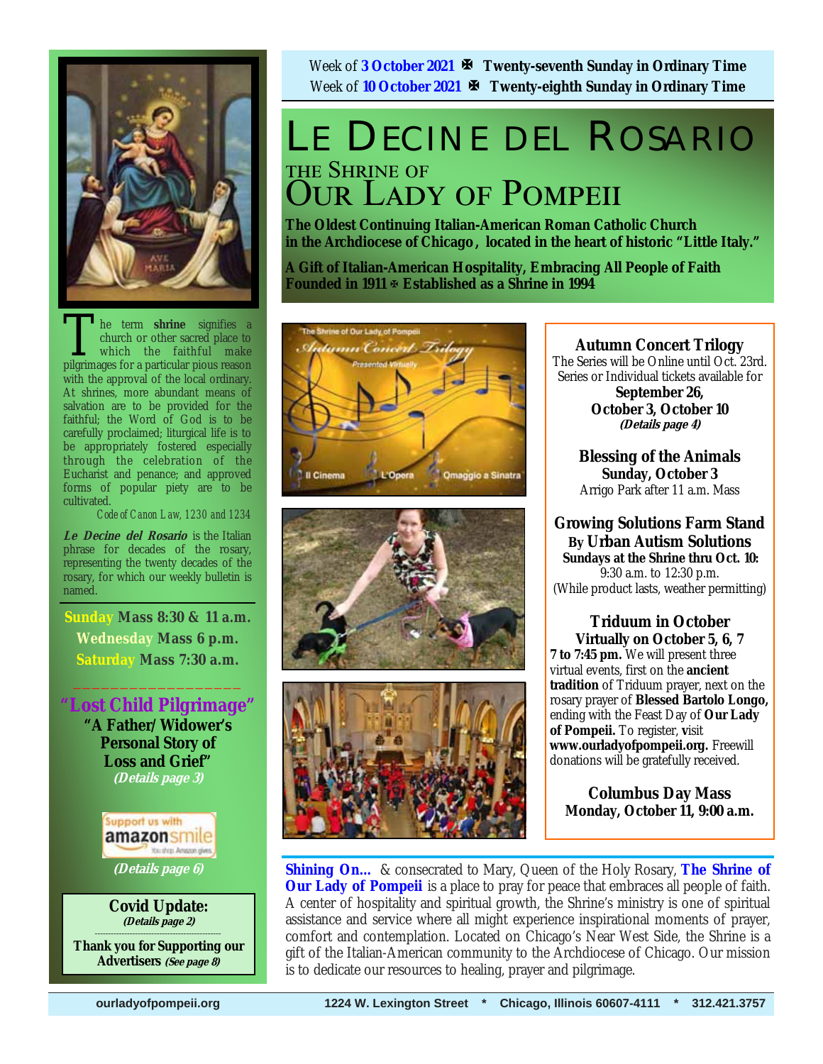Week of **3 October 2021** ✠ **Twenty-seventh Sunday in Ordinary Time**
Week of **10 October 2021** ✠ **Twenty-eighth Sunday in Ordinary Time**

# LE DECINE DEL ROSARIO

## THE SHRINE OF OUR LADY OF POMPEII

**The Oldest Continuing Italian-American Roman Catholic Church in the Archdiocese of Chicago, located in the heart of historic "Little Italy."**

**A Gift of Italian-American Hospitality, Embracing All People of Faith**
**Founded in 1911 ✠ Established as a Shrine in 1994**

The term **shrine** signifies a church or other sacred place to which the faithful make pilgrimages for a particular pious reason with the approval of the local ordinary. At shrines, more abundant means of salvation are to be provided for the faithful; the Word of God is to be carefully proclaimed; liturgical life is to be appropriately fostered especially through the celebration of the Eucharist and penance; and approved forms of popular piety are to be cultivated.

*Code of Canon Law, 1230 and 1234*

***Le Decine del Rosario*** is the Italian phrase for decades of the rosary, representing the twenty decades of the rosary, for which our weekly bulletin is named.

**Sunday Mass 8:30 & 11 a.m.**
**Wednesday Mass 6 p.m.**
**Saturday Mass 7:30 a.m.**

**"Lost Child Pilgrimage"**
**"A Father/Widower's Personal Story of Loss and Grief"**
***(Details page 3)***

Support us with amazonsmile
***(Details page 6)***

**Covid Update:**
***(Details page 2)***

**Thank you for Supporting our Advertisers *(See page 8)***

The Shrine of Our Lady of Pompeii — *Autumn Concert Trilogy* — Presented Virtually — Il Cinema · L'Opera · Omaggio a Sinatra

**Autumn Concert Trilogy**
The Series will be Online until Oct. 23rd.
Series or Individual tickets available for
**September 26,**
**October 3, October 10**
***(Details page 4)***

**Blessing of the Animals**
**Sunday, October 3**
Arrigo Park after 11 a.m. Mass

**Growing Solutions Farm Stand By Urban Autism Solutions**
**Sundays at the Shrine thru Oct. 10:**
9:30 a.m. to 12:30 p.m.
(While product lasts, weather permitting)

**Triduum in October**
**Virtually on October 5, 6, 7**
**7 to 7:45 pm.** We will present three virtual events, first on the **ancient tradition** of Triduum prayer, next on the rosary prayer of **Blessed Bartolo Longo,** ending with the Feast Day of **Our Lady of Pompeii.** To register, visit **www.ourladyofpompeii.org.** Freewill donations will be gratefully received.

**Columbus Day Mass**
**Monday, October 11, 9:00 a.m.**

**Shining On…** & consecrated to Mary, Queen of the Holy Rosary, **The Shrine of Our Lady of Pompeii** is a place to pray for peace that embraces all people of faith. A center of hospitality and spiritual growth, the Shrine's ministry is one of spiritual assistance and service where all might experience inspirational moments of prayer, comfort and contemplation. Located on Chicago's Near West Side, the Shrine is a gift of the Italian-American community to the Archdiocese of Chicago. Our mission is to dedicate our resources to healing, prayer and pilgrimage.

**ourladyofpompeii.org** **1224 W. Lexington Street * Chicago, Illinois 60607-4111 * 312.421.3757**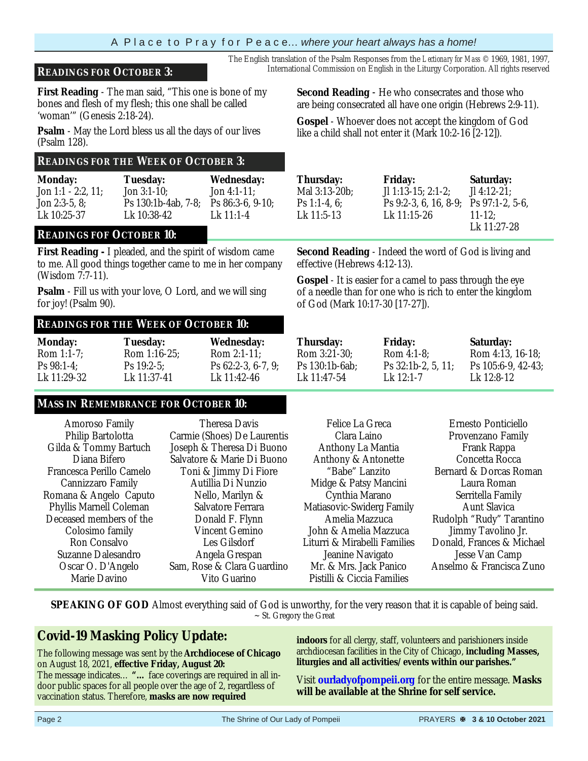The English translation of the Psalm Responses from the *Lectionary for Mass* © 1969, 1981, 1997, International Commission on English in the Liturgy Corporation. All rights reserved

## READINGS FOR OCTOBER 3:

**First Reading** - The man said, "This one is bone of my bones and flesh of my flesh; this one shall be called 'woman'" (Genesis 2:18-24).

**Psalm** - May the Lord bless us all the days of our lives (Psalm 128).

**Second Reading** - He who consecrates and those who are being consecrated all have one origin (Hebrews 2:9-11).

**Gospel** - Whoever does not accept the kingdom of God like a child shall not enter it (Mark 10:2-16 [2-12]).

## READINGS FOR THE WEEK OF OCTOBER 3:

| Monday: | Tuesday: | Wednesday: | Thursday: | Friday: | Saturday: |
|---|---|---|---|---|---|
| Jon 1:1 - 2:2, 11; Jon 2:3-5, 8; Lk 10:25-37 | Jon 3:1-10; Ps 130:1b-4ab, 7-8; Lk 10:38-42 | Jon 4:1-11; Ps 86:3-6, 9-10; Lk 11:1-4 | Mal 3:13-20b; Ps 1:1-4, 6; Lk 11:5-13 | Jl 1:13-15; 2:1-2; Ps 9:2-3, 6, 16, 8-9; Lk 11:15-26 | Jl 4:12-21; Ps 97:1-2, 5-6, 11-12; Lk 11:27-28 |

## READINGS FOF OCTOBER 10:

**First Reading -** I pleaded, and the spirit of wisdom came to me. All good things together came to me in her company (Wisdom 7:7-11).

**Psalm** - Fill us with your love, O Lord, and we will sing for joy! (Psalm 90).

**Second Reading** - Indeed the word of God is living and effective (Hebrews 4:12-13).

**Gospel** - It is easier for a camel to pass through the eye of a needle than for one who is rich to enter the kingdom of God (Mark 10:17-30 [17-27]).

## READINGS FOR THE WEEK OF OCTOBER 10:

| Monday: | Tuesday: | Wednesday: | Thursday: | Friday: | Saturday: |
|---|---|---|---|---|---|
| Rom 1:1-7; Ps 98:1-4; Lk 11:29-32 | Rom 1:16-25; Ps 19:2-5; Lk 11:37-41 | Rom 2:1-11; Ps 62:2-3, 6-7, 9; Lk 11:42-46 | Rom 3:21-30; Ps 130:1b-6ab; Lk 11:47-54 | Rom 4:1-8; Ps 32:1b-2, 5, 11; Lk 12:1-7 | Rom 4:13, 16-18; Ps 105:6-9, 42-43; Lk 12:8-12 |

## MASS IN REMEMBRANCE FOR OCTOBER 10:

Amoroso Family
Philip Bartolotta
Gilda & Tommy Bartuch
Diana Bifero
Francesca Perillo Camelo
Cannizzaro Family
Romana & Angelo Caputo
Phyllis Marnell Coleman
Deceased members of the Colosimo family
Ron Consalvo
Suzanne Dalesandro
Oscar O. D'Angelo
Marie Davino
Theresa Davis
Carmie (Shoes) De Laurentis
Joseph & Theresa Di Buono
Salvatore & Marie Di Buono
Toni & Jimmy Di Fiore
Autillia Di Nunzio
Nello, Marilyn & Salvatore Ferrara
Donald F. Flynn
Vincent Gemino
Les Gilsdorf
Angela Grespan
Sam, Rose & Clara Guardino
Vito Guarino
Felice La Greca
Clara Laino
Anthony La Mantia
Anthony & Antonette "Babe" Lanzito
Midge & Patsy Mancini
Cynthia Marano
Matiasovic-Swiderg Family
Amelia Mazzuca
John & Amelia Mazzuca
Liturri & Mirabelli Families
Jeanine Navigato
Mr. & Mrs. Jack Panico
Pistilli & Ciccia Families
Ernesto Ponticiello
Provenzano Family
Frank Rappa
Concetta Rocca
Bernard & Dorcas Roman
Laura Roman
Serritella Family
Aunt Slavica
Rudolph "Rudy" Tarantino
Jimmy Tavolino Jr.
Donald, Frances & Michael
Jesse Van Camp
Anselmo & Francisca Zuno

**SPEAKING OF GOD** Almost everything said of God is unworthy, for the very reason that it is capable of being said.
~ St. Gregory the Great

## Covid-19 Masking Policy Update:

The following message was sent by the **Archdiocese of Chicago** on August 18, 2021, **effective Friday, August 20:**
The message indicates… **"…** face coverings are required in all indoor public spaces for all people over the age of 2, regardless of vaccination status. Therefore, **masks are now required indoors** for all clergy, staff, volunteers and parishioners inside archdiocesan facilities in the City of Chicago, **including Masses, liturgies and all activities/events within our parishes."**

Visit **ourladyofpompeii.org** for the entire message. **Masks will be available at the Shrine for self service.**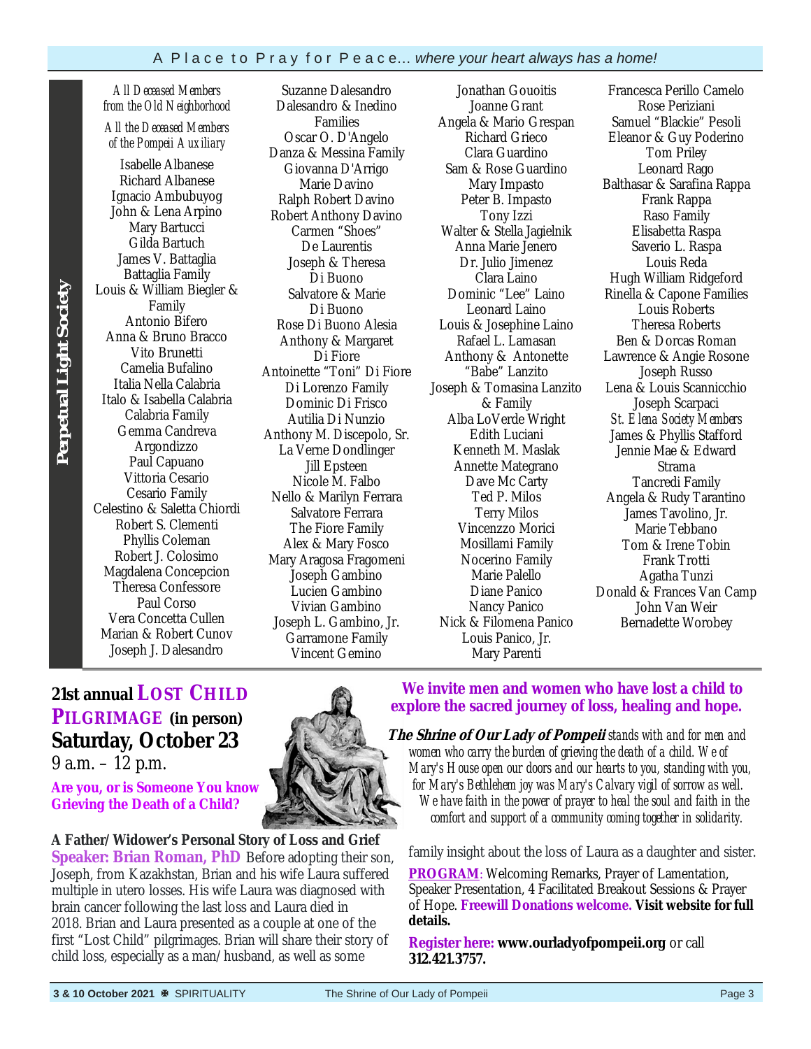## Perpetual Light Society

*All Deceased Members from the Old Neighborhood*

*All the Deceased Members of the Pompeii Auxiliary*

Isabelle Albanese
Richard Albanese
Ignacio Ambubuyog
John & Lena Arpino
Mary Bartucci
Gilda Bartuch
James V. Battaglia
Battaglia Family
Louis & William Biegler & Family
Antonio Bifero
Anna & Bruno Bracco
Vito Brunetti
Camelia Bufalino
Italia Nella Calabria
Italo & Isabella Calabria
Calabria Family
Gemma Candreva Argondizzo
Paul Capuano
Vittoria Cesario
Cesario Family
Celestino & Saletta Chiordi
Robert S. Clementi
Phyllis Coleman
Robert J. Colosimo
Magdalena Concepcion
Theresa Confessore
Paul Corso
Vera Concetta Cullen
Marian & Robert Cunov
Joseph J. Dalesandro
Suzanne Dalesandro
Dalesandro & Inedino Families
Oscar O. D'Angelo
Danza & Messina Family
Giovanna D'Arrigo
Marie Davino
Ralph Robert Davino
Robert Anthony Davino
Carmen "Shoes" De Laurentis
Joseph & Theresa Di Buono
Salvatore & Marie Di Buono
Rose Di Buono Alesia
Anthony & Margaret Di Fiore
Antoinette "Toni" Di Fiore
Di Lorenzo Family
Dominic Di Frisco
Autilia Di Nunzio
Anthony M. Discepolo, Sr.
La Verne Dondlinger
Jill Epsteen
Nicole M. Falbo
Nello & Marilyn Ferrara
Salvatore Ferrara
The Fiore Family
Alex & Mary Fosco
Mary Aragosa Fragomeni
Joseph Gambino
Lucien Gambino
Vivian Gambino
Joseph L. Gambino, Jr.
Garramone Family
Vincent Gemino
Jonathan Gouoitis
Joanne Grant
Angela & Mario Grespan
Richard Grieco
Clara Guardino
Sam & Rose Guardino
Mary Impasto
Peter B. Impasto
Tony Izzi
Walter & Stella Jagielnik
Anna Marie Jenero
Dr. Julio Jimenez
Clara Laino
Dominic "Lee" Laino
Leonard Laino
Louis & Josephine Laino
Rafael L. Lamasan
Anthony & Antonette "Babe" Lanzito
Joseph & Tomasina Lanzito & Family
Alba LoVerde Wright
Edith Luciani
Kenneth M. Maslak
Annette Mategrano
Dave Mc Carty
Ted P. Milos
Terry Milos
Vincenzzo Morici
Mosillami Family
Nocerino Family
Marie Palello
Diane Panico
Nancy Panico
Nick & Filomena Panico
Louis Panico, Jr.
Mary Parenti
Francesca Perillo Camelo
Rose Periziani
Samuel "Blackie" Pesoli
Eleanor & Guy Poderino
Tom Priley
Leonard Rago
Balthasar & Sarafina Rappa
Frank Rappa
Raso Family
Elisabetta Raspa
Saverio L. Raspa
Louis Reda
Hugh William Ridgeford
Rinella & Capone Families
Louis Roberts
Theresa Roberts
Ben & Dorcas Roman
Lawrence & Angie Rosone
Joseph Russo
Lena & Louis Scannicchio
Joseph Scarpaci
*St. Elena Society Members*
James & Phyllis Stafford
Jennie Mae & Edward Strama
Tancredi Family
Angela & Rudy Tarantino
James Tavolino, Jr.
Marie Tebbano
Tom & Irene Tobin
Frank Trotti
Agatha Tunzi
Donald & Frances Van Camp
John Van Weir
Bernadette Worobey

## 21st annual LOST CHILD PILGRIMAGE (in person)

### Saturday, October 23

9 a.m. – 12 p.m.

**Are you, or is Someone You know Grieving the Death of a Child?**

**We invite men and women who have lost a child to explore the sacred journey of loss, healing and hope.**

***The Shrine of Our Lady of Pompeii*** *stands with and for men and women who carry the burden of grieving the death of a child. We of Mary's House open our doors and our hearts to you, standing with you, for Mary's Bethlehem joy was Mary's Calvary vigil of sorrow as well. We have faith in the power of prayer to heal the soul and faith in the comfort and support of a community coming together in solidarity.*

**A Father/Widower's Personal Story of Loss and Grief**

**Speaker: Brian Roman, PhD** Before adopting their son, Joseph, from Kazakhstan, Brian and his wife Laura suffered multiple in utero losses. His wife Laura was diagnosed with brain cancer following the last loss and Laura died in 2018. Brian and Laura presented as a couple at one of the first "Lost Child" pilgrimages. Brian will share their story of child loss, especially as a man/husband, as well as some family insight about the loss of Laura as a daughter and sister.

**PROGRAM**: Welcoming Remarks, Prayer of Lamentation, Speaker Presentation, 4 Facilitated Breakout Sessions & Prayer of Hope. **Freewill Donations welcome. Visit website for full details.**

**Register here: www.ourladyofpompeii.org** or call **312.421.3757.**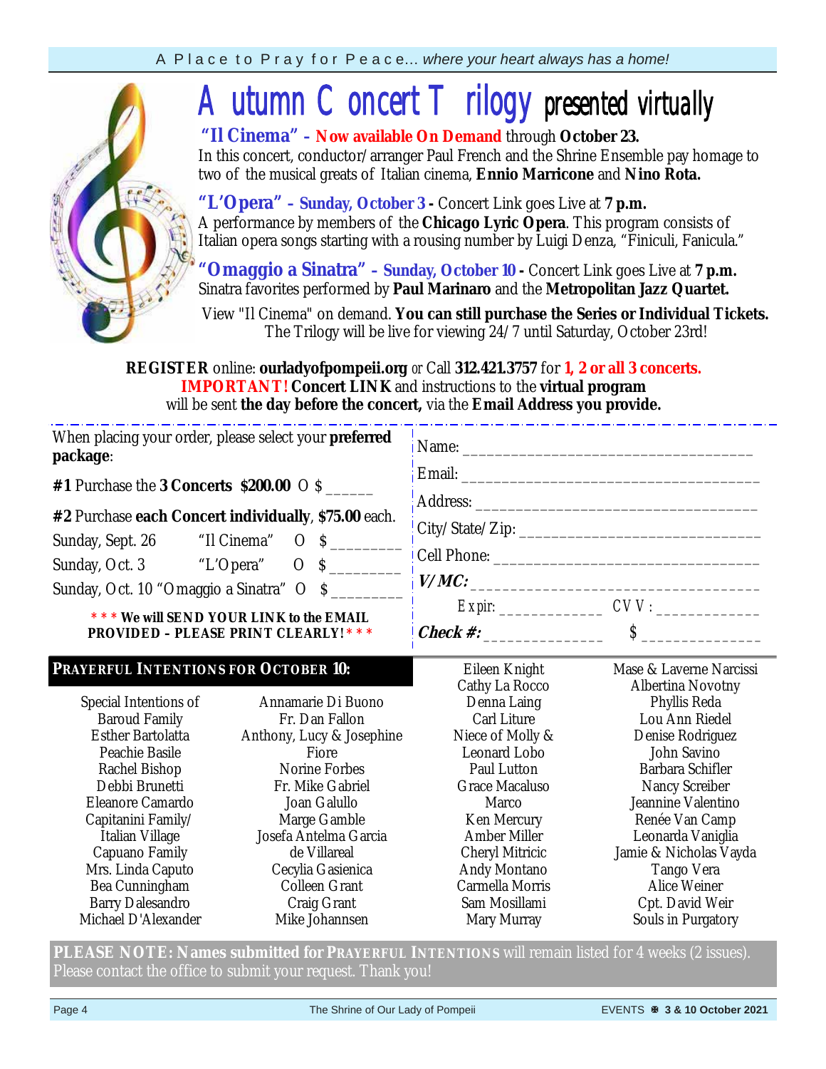# Autumn Concert Trilogy presented virtually

**"Il Cinema" – Now available On Demand** through **October 23.**
In this concert, conductor/arranger Paul French and the Shrine Ensemble pay homage to two of the musical greats of Italian cinema, **Ennio Marricone** and **Nino Rota.**

**"L'Opera" – Sunday, October 3 -** Concert Link goes Live at **7 p.m.**
A performance by members of the **Chicago Lyric Opera**. This program consists of Italian opera songs starting with a rousing number by Luigi Denza, "Finiculi, Fanicula."

**"Omaggio a Sinatra" – Sunday, October 10 -** Concert Link goes Live at **7 p.m.**
Sinatra favorites performed by **Paul Marinaro** and the **Metropolitan Jazz Quartet.**

View "Il Cinema" on demand. **You can still purchase the Series or Individual Tickets.**
The Trilogy will be live for viewing 24/7 until Saturday, October 23rd!

**REGISTER** online: **ourladyofpompeii.org** or Call **312.421.3757** for **1, 2 or all 3 concerts.**
**IMPORTANT! Concert LINK** and instructions to the **virtual program** will be sent **the day before the concert,** via the **Email Address you provide.**

When placing your order, please select your **preferred package**:

**#1** Purchase the **3 Concerts $200.00** O $ ______

**#2** Purchase **each Concert individually**, **$75.00** each.

Sunday, Sept. 26 "Il Cinema" O $ ________

Sunday, Oct. 3 "L'Opera" O $ ________

Sunday, Oct. 10 "Omaggio a Sinatra" O $ ________

**\*\*\* We will SEND YOUR LINK to the EMAIL PROVIDED – PLEASE PRINT CLEARLY! \*\*\***

Name: ________________________________

Email: ________________________________

Address: ________________________________

City/State/Zip: ________________________________

Cell Phone: ________________________________

***V/MC:*** ________________________________

Expir: ____________ CVV: ____________

***Check #:*** ______________ $ ______________

## PRAYERFUL INTENTIONS FOR OCTOBER 10:

Special Intentions of
Baroud Family
Esther Bartolatta
Peachie Basile
Rachel Bishop
Debbi Brunetti
Eleanore Camardo
Capitanini Family/ Italian Village
Capuano Family
Mrs. Linda Caputo
Bea Cunningham
Barry Dalesandro
Michael D'Alexander
Annamarie Di Buono
Fr. Dan Fallon
Anthony, Lucy & Josephine Fiore
Norine Forbes
Fr. Mike Gabriel
Joan Galullo
Marge Gamble
Josefa Antelma Garcia de Villareal
Cecylia Gasienica
Colleen Grant
Craig Grant
Mike Johannsen
Eileen Knight
Cathy La Rocco
Denna Laing
Carl Liture
Niece of Molly & Leonard Lobo
Paul Lutton
Grace Macaluso
Marco
Ken Mercury
Amber Miller
Cheryl Mitricic
Andy Montano
Carmella Morris
Sam Mosillami
Mary Murray
Mase & Laverne Narcissi
Albertina Novotny
Phyllis Reda
Lou Ann Riedel
Denise Rodriguez
John Savino
Barbara Schifler
Nancy Screiber
Jeannine Valentino
Renée Van Camp
Leonarda Vaniglia
Jamie & Nicholas Vayda
Tango Vera
Alice Weiner
Cpt. David Weir
Souls in Purgatory

**PLEASE NOTE: Names submitted for PRAYERFUL INTENTIONS** will remain listed for 4 weeks (2 issues). Please contact the office to submit your request. Thank you!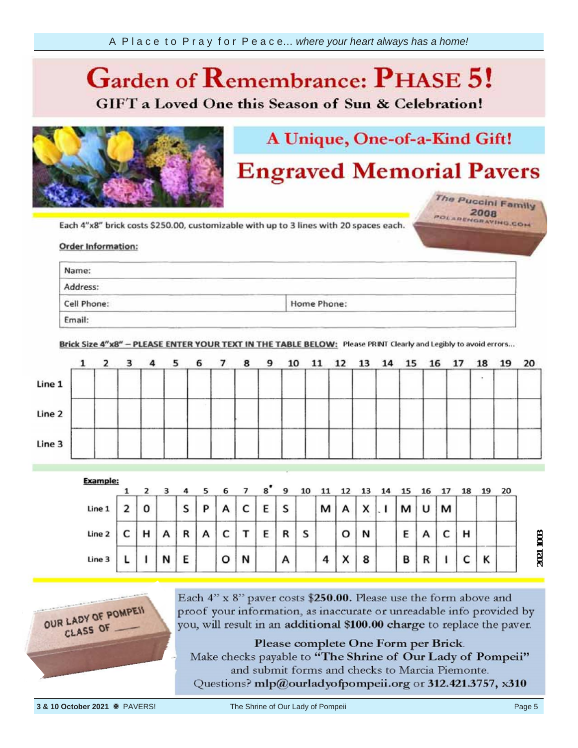# Garden of Remembrance: PHASE 5!

**GIFT a Loved One this Season of Sun & Celebration!**

## A Unique, One-of-a-Kind Gift!

## Engraved Memorial Pavers

Each 4"x8" brick costs $250.00, customizable with up to 3 lines with 20 spaces each.

**Order Information:**

| Name: | |
|---|---|
| Address: | |
| Cell Phone: | Home Phone: |
| Email: | |

**Brick Size 4"x8" – PLEASE ENTER YOUR TEXT IN THE TABLE BELOW:** Please PRINT Clearly and Legibly to avoid errors...

| | 1 | 2 | 3 | 4 | 5 | 6 | 7 | 8 | 9 | 10 | 11 | 12 | 13 | 14 | 15 | 16 | 17 | 18 | 19 | 20 |
|---|---|---|---|---|---|---|---|---|---|---|---|---|---|---|---|---|---|---|---|---|
| Line 1 | | | | | | | | | | | | | | | | | | | | |
| Line 2 | | | | | | | | | | | | | | | | | | | | |
| Line 3 | | | | | | | | | | | | | | | | | | | | |

**Example:**

| | 1 | 2 | 3 | 4 | 5 | 6 | 7 | 8 | 9 | 10 | 11 | 12 | 13 | 14 | 15 | 16 | 17 | 18 | 19 | 20 |
|---|---|---|---|---|---|---|---|---|---|---|---|---|---|---|---|---|---|---|---|---|
| Line 1 | 2 | 0 | | S | P | A | C | E | S | | M | A | X | . I | M | U | M | | | |
| Line 2 | C | H | A | R | A | C | T | E | R | S | | O | N | | E | A | C | H | | |
| Line 3 | L | I | N | E | | O | N | | A | | 4 | X | 8 | | B | R | I | C | K | |

2021 1003

Each 4" x 8" paver costs **$250.00.** Please use the form above and proof your information, as inaccurate or unreadable info provided by you, will result in an **additional $100.00 charge** to replace the paver.

**Please complete One Form per Brick.**

Make checks payable to **"The Shrine of Our Lady of Pompeii"** and submit forms and checks to Marcia Piemonte.

Questions? **mlp@ourladyofpompeii.org** or **312.421.3757, x310**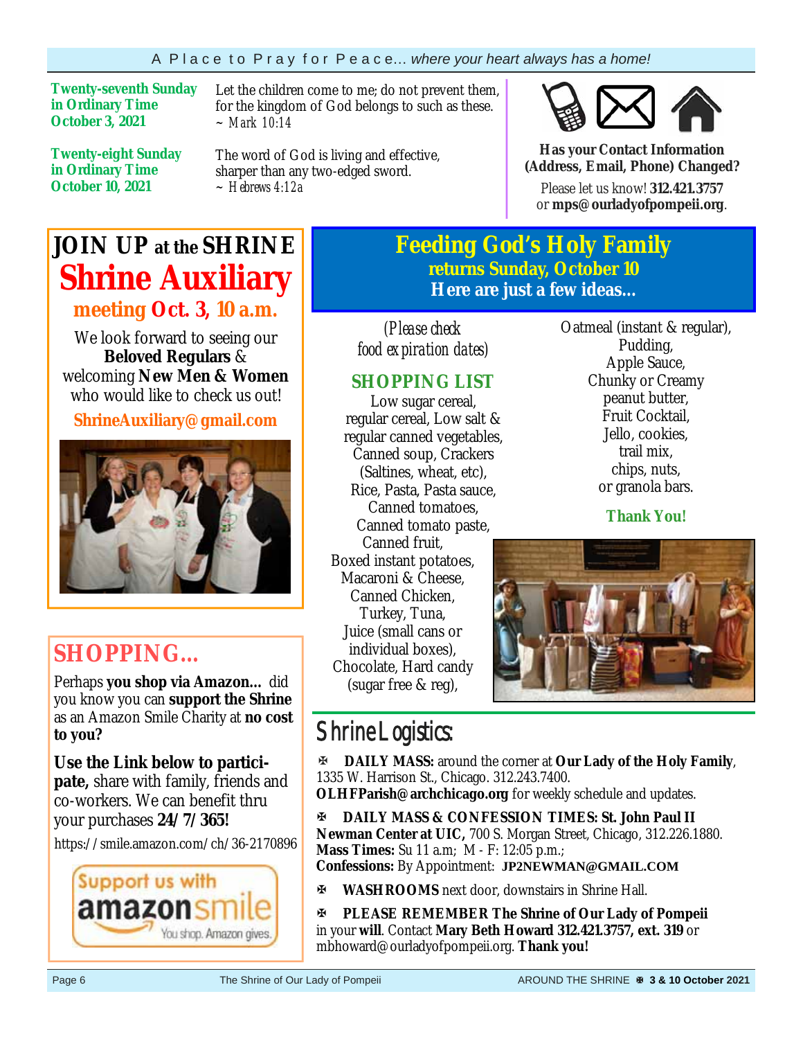A Place to Pray for Peace... *where your heart always has a home!*

**Twenty-seventh Sunday in Ordinary Time October 3, 2021**

Let the children come to me; do not prevent them, for the kingdom of God belongs to such as these.
~ *Mark 10:14*

**Twenty-eight Sunday in Ordinary Time October 10, 2021**

The word of God is living and effective, sharper than any two-edged sword.
~ *Hebrews 4:12a*

**Has your Contact Information (Address, Email, Phone) Changed?**

Please let us know! **312.421.3757** or **mps@ourladyofpompeii.org**.

## JOIN UP at the SHRINE

# Shrine Auxiliary

### meeting Oct. 3, 10 a.m.

We look forward to seeing our **Beloved Regulars** & welcoming **New Men & Women** who would like to check us out!

**ShrineAuxiliary@gmail.com**

## SHOPPING...

Perhaps **you shop via Amazon...** did you know you can **support the Shrine** as an Amazon Smile Charity at **no cost to you?**

**Use the Link below to participate,** share with family, friends and co-workers. We can benefit thru your purchases **24/7/365!**

https://smile.amazon.com/ch/36-2170896

Support us with amazonsmile
You shop. Amazon gives.

## Feeding God's Holy Family

### returns Sunday, October 10

### Here are just a few ideas...

*(Please check food expiration dates)*

### SHOPPING LIST

Low sugar cereal, regular cereal, Low salt & regular canned vegetables, Canned soup, Crackers (Saltines, wheat, etc), Rice, Pasta, Pasta sauce, Canned tomatoes, Canned tomato paste, Canned fruit, Boxed instant potatoes, Macaroni & Cheese, Canned Chicken, Turkey, Tuna, Juice (small cans or individual boxes), Chocolate, Hard candy (sugar free & reg), Oatmeal (instant & regular), Pudding, Apple Sauce, Chunky or Creamy peanut butter, Fruit Cocktail, Jello, cookies, trail mix, chips, nuts, or granola bars.

**Thank You!**

## Shrine Logistics:

✠ **DAILY MASS:** around the corner at **Our Lady of the Holy Family**, 1335 W. Harrison St., Chicago. 312.243.7400. **OLHFParish@archchicago.org** for weekly schedule and updates.

✠ **DAILY MASS & CONFESSION TIMES: St. John Paul II Newman Center at UIC,** 700 S. Morgan Street, Chicago, 312.226.1880. **Mass Times:** Su 11 a.m; M - F: 12:05 p.m.; **Confessions:** By Appointment: **JP2NEWMAN@GMAIL.COM**

✠ **WASHROOMS** next door, downstairs in Shrine Hall.

✠ **PLEASE REMEMBER The Shrine of Our Lady of Pompeii** in your **will**. Contact **Mary Beth Howard 312.421.3757, ext. 319** or mbhoward@ourladyofpompeii.org. **Thank you!**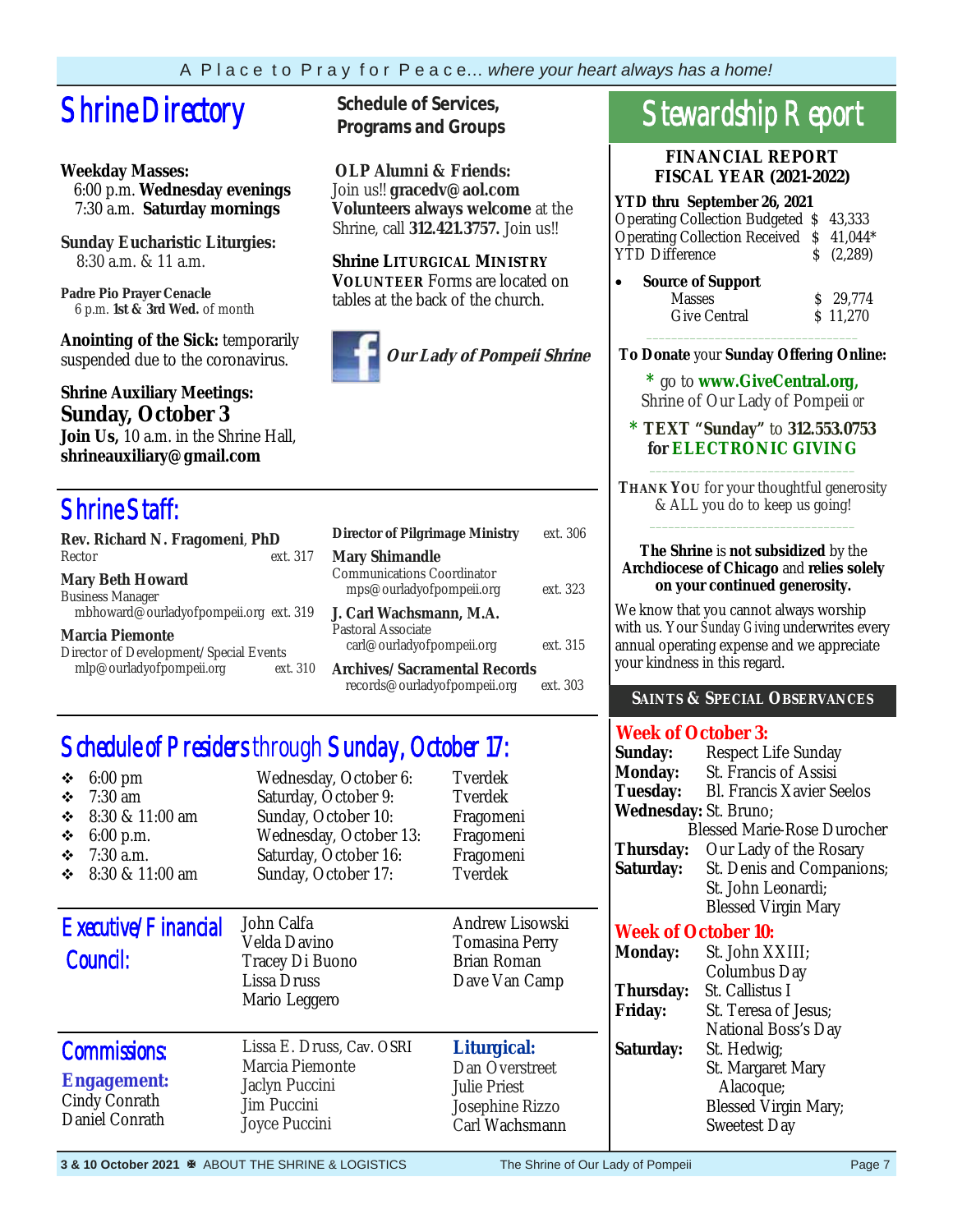A Place to Pray for Peace... *where your heart always has a home!*

# Shrine Directory

## Schedule of Services, Programs and Groups

**Weekday Masses:**
6:00 p.m. **Wednesday evenings**
7:30 a.m. **Saturday mornings**

**Sunday Eucharistic Liturgies:**
8:30 a.m. & 11 a.m.

**Padre Pio Prayer Cenacle**
6 p.m. **1st & 3rd Wed.** of month

**Anointing of the Sick:** temporarily suspended due to the coronavirus.

**Shrine Auxiliary Meetings:**
**Sunday, October 3**
**Join Us,** 10 a.m. in the Shrine Hall,
**shrineauxiliary@gmail.com**

**OLP Alumni & Friends:**
Join us!! **gracedv@aol.com**
**Volunteers always welcome** at the Shrine, call **312.421.3757.** Join us!!

**Shrine LITURGICAL MINISTRY VOLUNTEER** Forms are located on tables at the back of the church.

***Our Lady of Pompeii Shrine***

# Shrine Staff:

**Rev. Richard N. Fragomeni**, **PhD**
Rector — ext. 317

**Mary Beth Howard**
Business Manager
mbhoward@ourladyofpompeii.org ext. 319

**Marcia Piemonte**
Director of Development/Special Events
mlp@ourladyofpompeii.org ext. 310

**Director of Pilgrimage Ministry** — ext. 306

**Mary Shimandle**
Communications Coordinator
mps@ourladyofpompeii.org ext. 323

**J. Carl Wachsmann, M.A.**
Pastoral Associate
carl@ourladyofpompeii.org ext. 315

**Archives/Sacramental Records**
records@ourladyofpompeii.org ext. 303

# Schedule of Presiders through Sunday, October 17:

| Time | Date | Presider |
|---|---|---|
| 6:00 pm | Wednesday, October 6: | Tverdek |
| 7:30 am | Saturday, October 9: | Tverdek |
| 8:30 & 11:00 am | Sunday, October 10: | Fragomeni |
| 6:00 p.m. | Wednesday, October 13: | Fragomeni |
| 7:30 a.m. | Saturday, October 16: | Fragomeni |
| 8:30 & 11:00 am | Sunday, October 17: | Tverdek |

## Executive/Financial Council:

John Calfa
Velda Davino
Tracey Di Buono
Lissa Druss
Mario Leggero
Andrew Lisowski
Tomasina Perry
Brian Roman
Dave Van Camp

## Commissions:

**Engagement:**
Cindy Conrath
Daniel Conrath
Lissa E. Druss, Cav. OSRI
Marcia Piemonte
Jaclyn Puccini
Jim Puccini
Joyce Puccini

**Liturgical:**
Dan Overstreet
Julie Priest
Josephine Rizzo
Carl Wachsmann

# Stewardship Report

**FINANCIAL REPORT**
**FISCAL YEAR (2021-2022)**

**YTD thru September 26, 2021**

| | |
|---|---|
| Operating Collection Budgeted | $ 43,333 |
| Operating Collection Received | $ 41,044* |
| YTD Difference | $ (2,289) |

- **Source of Support**

| | |
|---|---|
| Masses | $ 29,774 |
| Give Central | $ 11,270 |

**To Donate** your **Sunday Offering Online:**

* go to **www.GiveCentral.org,** Shrine of Our Lady of Pompeii or

* **TEXT "Sunday"** to **312.553.0753 for ELECTRONIC GIVING**

**THANK YOU** for your thoughtful generosity & ALL you do to keep us going!

**The Shrine** is **not subsidized** by the **Archdiocese of Chicago** and **relies solely on your continued generosity.**

We know that you cannot always worship with us. Your *Sunday Giving* underwrites every annual operating expense and we appreciate your kindness in this regard.

## SAINTS & SPECIAL OBSERVANCES

### Week of October 3:

**Sunday:** Respect Life Sunday
**Monday:** St. Francis of Assisi
**Tuesday:** Bl. Francis Xavier Seelos
**Wednesday:** St. Bruno; Blessed Marie-Rose Durocher
**Thursday:** Our Lady of the Rosary
**Saturday:** St. Denis and Companions; St. John Leonardi; Blessed Virgin Mary

### Week of October 10:

**Monday:** St. John XXIII; Columbus Day
**Thursday:** St. Callistus I
**Friday:** St. Teresa of Jesus; National Boss's Day
**Saturday:** St. Hedwig; St. Margaret Mary Alacoque; Blessed Virgin Mary; Sweetest Day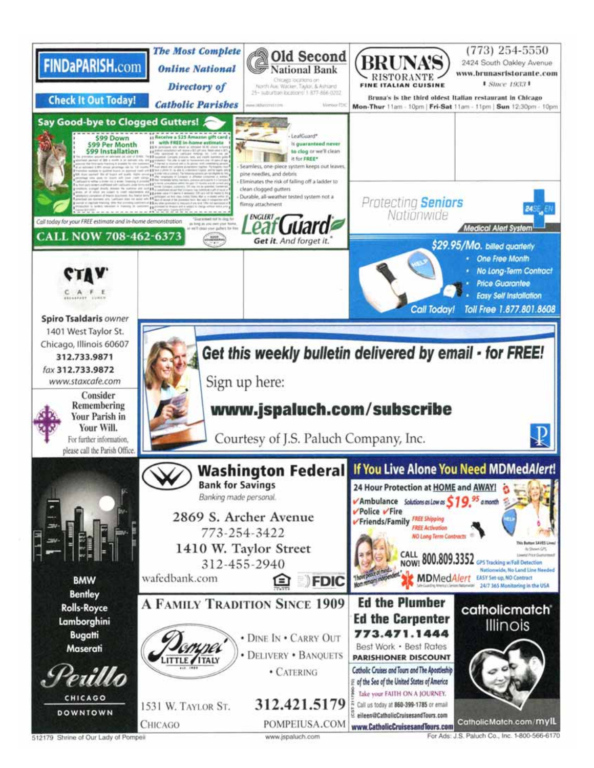**FINDaPARISH.com**

Check It Out Today!

*The Most Complete Online National Directory of Catholic Parishes*

**Old Second National Bank**

Chicago locations on North Ave, Wacker, Taylor, & Ashland
25+ suburban locations! 1-877-866-0202

www.oldsecond.com Member FDIC

**BRUNA'S RISTORANTE**
FINE ITALIAN CUISINE

(773) 254-5550
2424 South Oakley Avenue
www.brunasristorante.com
Since 1933

Bruna's is the third oldest Italian restaurant in Chicago

Mon-Thur 11am - 10pm | Fri-Sat 11am - 11pm | Sun 12:30pm - 10pm

---

**Say Good-bye to Clogged Gutters!**

$99 Down
$99 Per Month
$99 Installation

Receive a $25 Amazon gift card with FREE in-home estimate

Call today for your FREE estimate and in-home demonstration

**CALL NOW 708-462-6373**

"Guaranteed not to clog for as long as you own your home, or we'll clean your gutters for free"

- LeafGuard® is guaranteed never to clog or we'll clean it for FREE*
- Seamless, one-piece system keeps out leaves, pine needles, and debris
- Eliminates the risk of falling off a ladder to clean clogged gutters
- Durable, all-weather tested system not a flimsy attachment

ENGLERT LeafGuard
*Get it. And forget it.*

---

*Protecting Seniors Nationwide*

24SEVEN Medical Alert System

$29.95/Mo. billed quarterly

- One Free Month
- No Long-Term Contract
- Price Guarantee
- Easy Self Installation

Call Today! Toll Free 1.877.801.8608

---

**STAX CAFE**
BREAKFAST LUNCH

**Spiro Tsaldaris** *owner*
1401 West Taylor St.
Chicago, Illinois 60607
**312.733.9871**
*fax* **312.733.9872**
*www.staxcafe.com*

---

**Consider Remembering Your Parish in Your Will.**
For further information, please call the Parish Office.

---

**Get this weekly bulletin delivered by email - for FREE!**

Sign up here:

**www.jspaluch.com/subscribe**

Courtesy of J.S. Paluch Company, Inc.

---

**BMW**
**Bentley**
**Rolls-Royce**
**Lamborghini**
**Bugatti**
**Maserati**

**Perillo**
CHICAGO
DOWNTOWN

---

**Washington Federal**
**Bank for Savings**
*Banking made personal.*

2869 S. Archer Avenue
773-254-3422
1410 W. Taylor Street
312-455-2940

wafedbank.com FDIC

---

**If You Live Alone You Need MDMedAlert!**

24 Hour Protection at HOME and AWAY!

- ✓Ambulance
- ✓Police ✓Fire
- ✓Friends/Family

Solutions as Low as $19.95 a month

FREE Shipping
FREE Activation
NO Long Term Contracts

This Button SAVES Lives! As Shown GPS
Lowest Price Guaranteed

"I have peace of mind... Mom remains independent."

CALL NOW! 800.809.3352

GPS Tracking w/Fall Detection
Nationwide, No Land Line Needed
EASY Set-up, NO Contract
24/7 365 Monitoring in the USA

MDMedAlert
Safe-Guarding America's Seniors Nationwide

---

**A FAMILY TRADITION SINCE 1909**

Pompei LITTLE ITALY

- DINE IN • CARRY OUT
- DELIVERY • BANQUETS
- CATERING

1531 W. TAYLOR ST.
CHICAGO

**312.421.5179**
POMPEIUSA.COM

---

**Ed the Plumber**
**Ed the Carpenter**
**773.471.1444**
Best Work • Best Rates
**PARISHIONER DISCOUNT**

---

*Catholic Cruises and Tours and The Apostleship of the Sea of the United States of America*

Take your FAITH ON A JOURNEY.

Call us today at 860-399-1785 or email eileen@CatholicCruisesandTours.com

**www.CatholicCruisesandTours.com**

(CST 2117990-70)

---

**catholicmatch Illinois**

CatholicMatch.com/myIL

---

512179 Shrine of Our Lady of Pompeii

www.jspaluch.com

For Ads: J.S. Paluch Co., Inc. 1-800-566-6170